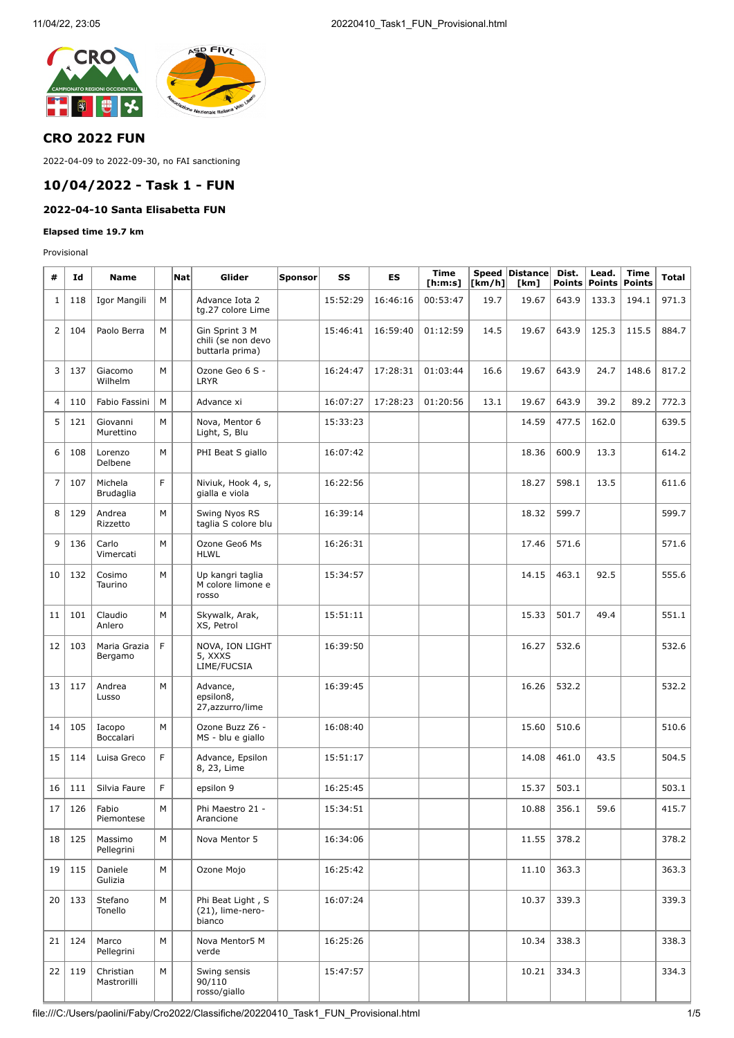## CRO 2022 FUN

2022-04-09 to 2022-09-30, no FAI sanctioning

## 10/04/2022 - Task 1 - FUN

### 2022-04-10 Santa Elisabetta FUN

#### Elapsed time 19.7 km

Provisional

| # | Id | Name | | Nat | Glider | Sponsor | SS | ES | Time [h:m:s] | Speed [km/h] | Distance [km] | Dist. Points | Lead. Points | Time Points | Total |
|---|---|---|---|---|---|---|---|---|---|---|---|---|---|---|---|
| 1 | 118 | Igor Mangili | M | | Advance Iota 2 tg.27 colore Lime | | 15:52:29 | 16:46:16 | 00:53:47 | 19.7 | 19.67 | 643.9 | 133.3 | 194.1 | 971.3 |
| 2 | 104 | Paolo Berra | M | | Gin Sprint 3 M chili (se non devo buttarla prima) | | 15:46:41 | 16:59:40 | 01:12:59 | 14.5 | 19.67 | 643.9 | 125.3 | 115.5 | 884.7 |
| 3 | 137 | Giacomo Wilhelm | M | | Ozone Geo 6 S - LRYR | | 16:24:47 | 17:28:31 | 01:03:44 | 16.6 | 19.67 | 643.9 | 24.7 | 148.6 | 817.2 |
| 4 | 110 | Fabio Fassini | M | | Advance xi | | 16:07:27 | 17:28:23 | 01:20:56 | 13.1 | 19.67 | 643.9 | 39.2 | 89.2 | 772.3 |
| 5 | 121 | Giovanni Murettino | M | | Nova, Mentor 6 Light, S, Blu | | 15:33:23 | | | | 14.59 | 477.5 | 162.0 | | 639.5 |
| 6 | 108 | Lorenzo Delbene | M | | PHI Beat S giallo | | 16:07:42 | | | | 18.36 | 600.9 | 13.3 | | 614.2 |
| 7 | 107 | Michela Brudaglia | F | | Niviuk, Hook 4, s, gialla e viola | | 16:22:56 | | | | 18.27 | 598.1 | 13.5 | | 611.6 |
| 8 | 129 | Andrea Rizzetto | M | | Swing Nyos RS taglia S colore blu | | 16:39:14 | | | | 18.32 | 599.7 | | | 599.7 |
| 9 | 136 | Carlo Vimercati | M | | Ozone Geo6 Ms HLWL | | 16:26:31 | | | | 17.46 | 571.6 | | | 571.6 |
| 10 | 132 | Cosimo Taurino | M | | Up kangri taglia M colore limone e rosso | | 15:34:57 | | | | 14.15 | 463.1 | 92.5 | | 555.6 |
| 11 | 101 | Claudio Anlero | M | | Skywalk, Arak, XS, Petrol | | 15:51:11 | | | | 15.33 | 501.7 | 49.4 | | 551.1 |
| 12 | 103 | Maria Grazia Bergamo | F | | NOVA, ION LIGHT 5, XXXS LIME/FUCSIA | | 16:39:50 | | | | 16.27 | 532.6 | | | 532.6 |
| 13 | 117 | Andrea Lusso | M | | Advance, epsilon8, 27,azzurro/lime | | 16:39:45 | | | | 16.26 | 532.2 | | | 532.2 |
| 14 | 105 | Iacopo Boccalari | M | | Ozone Buzz Z6 - MS - blu e giallo | | 16:08:40 | | | | 15.60 | 510.6 | | | 510.6 |
| 15 | 114 | Luisa Greco | F | | Advance, Epsilon 8, 23, Lime | | 15:51:17 | | | | 14.08 | 461.0 | 43.5 | | 504.5 |
| 16 | 111 | Silvia Faure | F | | epsilon 9 | | 16:25:45 | | | | 15.37 | 503.1 | | | 503.1 |
| 17 | 126 | Fabio Piemontese | M | | Phi Maestro 21 - Arancione | | 15:34:51 | | | | 10.88 | 356.1 | 59.6 | | 415.7 |
| 18 | 125 | Massimo Pellegrini | M | | Nova Mentor 5 | | 16:34:06 | | | | 11.55 | 378.2 | | | 378.2 |
| 19 | 115 | Daniele Gulizia | M | | Ozone Mojo | | 16:25:42 | | | | 11.10 | 363.3 | | | 363.3 |
| 20 | 133 | Stefano Tonello | M | | Phi Beat Light , S (21), lime-nero-bianco | | 16:07:24 | | | | 10.37 | 339.3 | | | 339.3 |
| 21 | 124 | Marco Pellegrini | M | | Nova Mentor5 M verde | | 16:25:26 | | | | 10.34 | 338.3 | | | 338.3 |
| 22 | 119 | Christian Mastrorilli | M | | Swing sensis 90/110 rosso/giallo | | 15:47:57 | | | | 10.21 | 334.3 | | | 334.3 |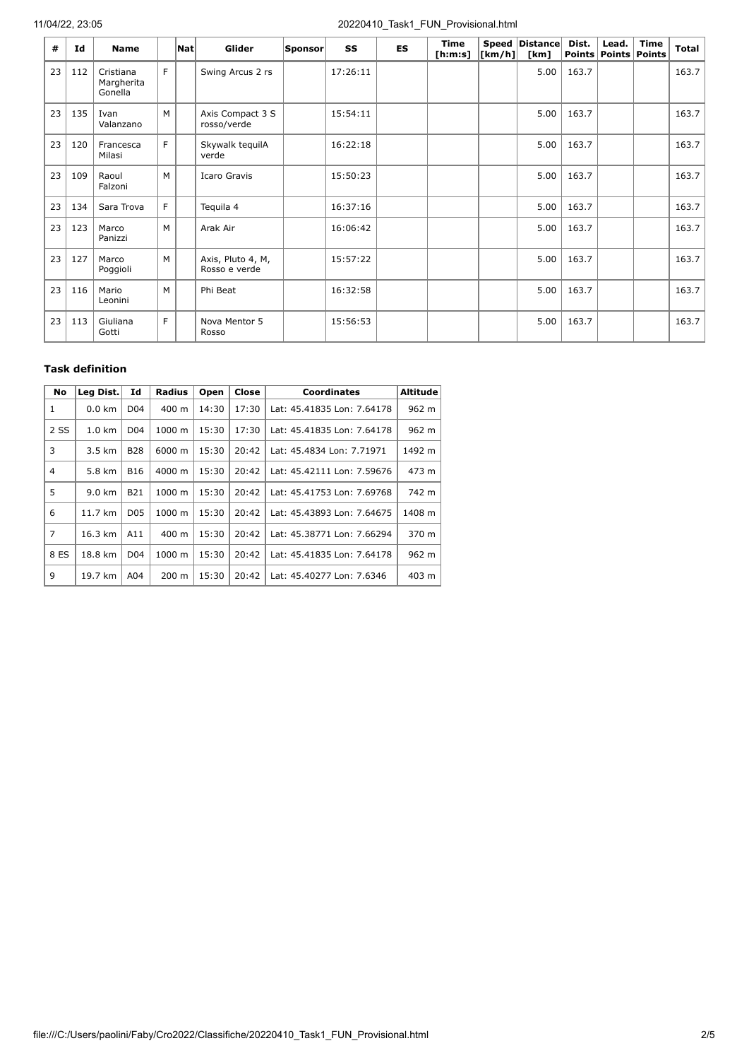| # | Id | Name | | Nat | Glider | Sponsor | SS | ES | Time [h:m:s] | Speed [km/h] | Distance [km] | Dist. Points | Lead. Points | Time Points | Total |
|---|---|---|---|---|---|---|---|---|---|---|---|---|---|---|---|
| 23 | 112 | Cristiana Margherita Gonella | F | | Swing Arcus 2 rs | | 17:26:11 | | | | 5.00 | 163.7 | | | 163.7 |
| 23 | 135 | Ivan Valanzano | M | | Axis Compact 3 S rosso/verde | | 15:54:11 | | | | 5.00 | 163.7 | | | 163.7 |
| 23 | 120 | Francesca Milasi | F | | Skywalk tequilA verde | | 16:22:18 | | | | 5.00 | 163.7 | | | 163.7 |
| 23 | 109 | Raoul Falzoni | M | | Icaro Gravis | | 15:50:23 | | | | 5.00 | 163.7 | | | 163.7 |
| 23 | 134 | Sara Trova | F | | Tequila 4 | | 16:37:16 | | | | 5.00 | 163.7 | | | 163.7 |
| 23 | 123 | Marco Panizzi | M | | Arak Air | | 16:06:42 | | | | 5.00 | 163.7 | | | 163.7 |
| 23 | 127 | Marco Poggioli | M | | Axis, Pluto 4, M, Rosso e verde | | 15:57:22 | | | | 5.00 | 163.7 | | | 163.7 |
| 23 | 116 | Mario Leonini | M | | Phi Beat | | 16:32:58 | | | | 5.00 | 163.7 | | | 163.7 |
| 23 | 113 | Giuliana Gotti | F | | Nova Mentor 5 Rosso | | 15:56:53 | | | | 5.00 | 163.7 | | | 163.7 |

### Task definition

| No | Leg Dist. | Id | Radius | Open | Close | Coordinates | Altitude |
|---|---|---|---|---|---|---|---|
| 1 | 0.0 km | D04 | 400 m | 14:30 | 17:30 | Lat: 45.41835 Lon: 7.64178 | 962 m |
| 2 SS | 1.0 km | D04 | 1000 m | 15:30 | 17:30 | Lat: 45.41835 Lon: 7.64178 | 962 m |
| 3 | 3.5 km | B28 | 6000 m | 15:30 | 20:42 | Lat: 45.4834 Lon: 7.71971 | 1492 m |
| 4 | 5.8 km | B16 | 4000 m | 15:30 | 20:42 | Lat: 45.42111 Lon: 7.59676 | 473 m |
| 5 | 9.0 km | B21 | 1000 m | 15:30 | 20:42 | Lat: 45.41753 Lon: 7.69768 | 742 m |
| 6 | 11.7 km | D05 | 1000 m | 15:30 | 20:42 | Lat: 45.43893 Lon: 7.64675 | 1408 m |
| 7 | 16.3 km | A11 | 400 m | 15:30 | 20:42 | Lat: 45.38771 Lon: 7.66294 | 370 m |
| 8 ES | 18.8 km | D04 | 1000 m | 15:30 | 20:42 | Lat: 45.41835 Lon: 7.64178 | 962 m |
| 9 | 19.7 km | A04 | 200 m | 15:30 | 20:42 | Lat: 45.40277 Lon: 7.6346 | 403 m |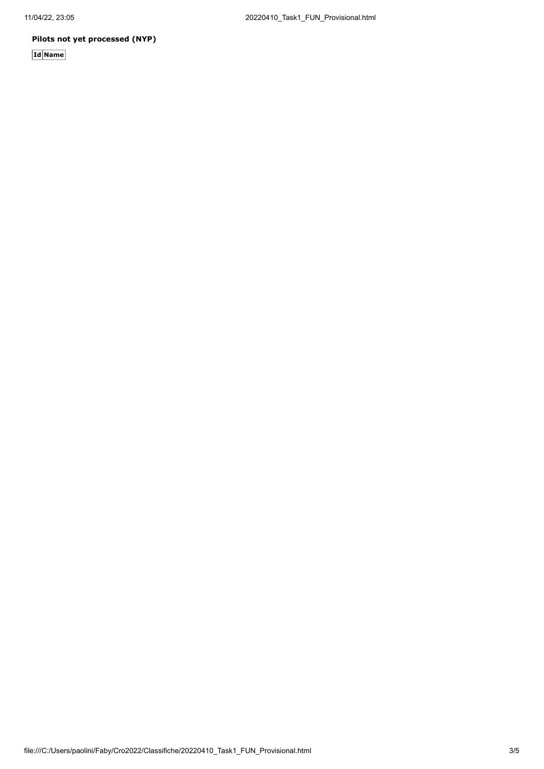**Pilots not yet processed (NYP)**

| Id | Name |
| --- | --- |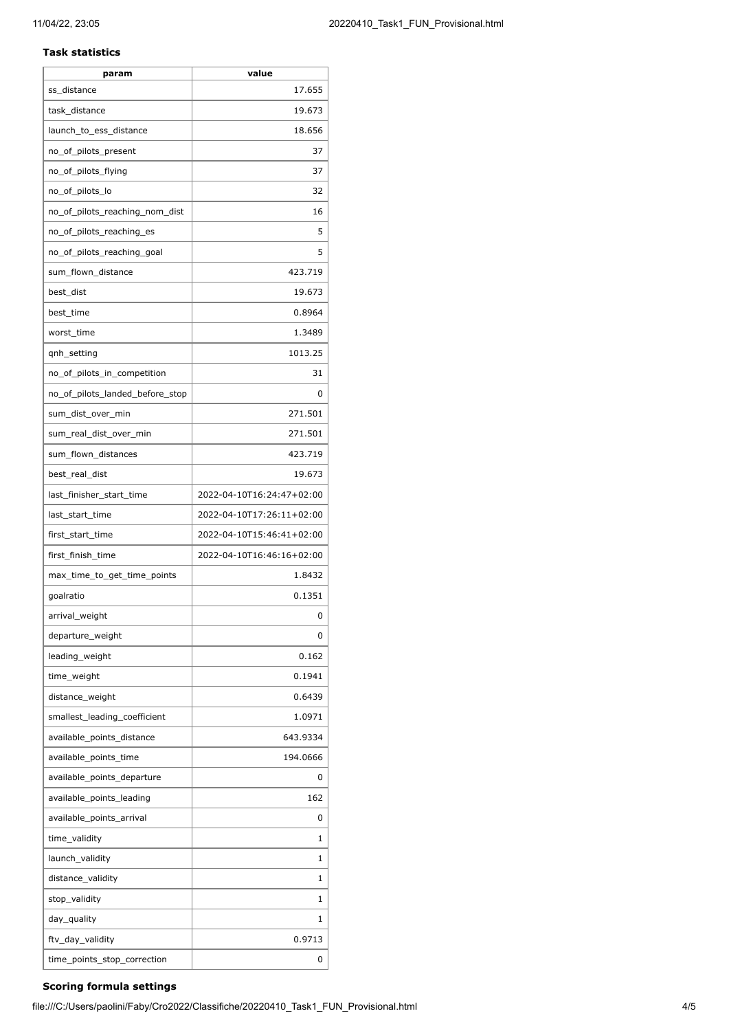### Task statistics

| param | value |
|---|---|
| ss_distance | 17.655 |
| task_distance | 19.673 |
| launch_to_ess_distance | 18.656 |
| no_of_pilots_present | 37 |
| no_of_pilots_flying | 37 |
| no_of_pilots_lo | 32 |
| no_of_pilots_reaching_nom_dist | 16 |
| no_of_pilots_reaching_es | 5 |
| no_of_pilots_reaching_goal | 5 |
| sum_flown_distance | 423.719 |
| best_dist | 19.673 |
| best_time | 0.8964 |
| worst_time | 1.3489 |
| qnh_setting | 1013.25 |
| no_of_pilots_in_competition | 31 |
| no_of_pilots_landed_before_stop | 0 |
| sum_dist_over_min | 271.501 |
| sum_real_dist_over_min | 271.501 |
| sum_flown_distances | 423.719 |
| best_real_dist | 19.673 |
| last_finisher_start_time | 2022-04-10T16:24:47+02:00 |
| last_start_time | 2022-04-10T17:26:11+02:00 |
| first_start_time | 2022-04-10T15:46:41+02:00 |
| first_finish_time | 2022-04-10T16:46:16+02:00 |
| max_time_to_get_time_points | 1.8432 |
| goalratio | 0.1351 |
| arrival_weight | 0 |
| departure_weight | 0 |
| leading_weight | 0.162 |
| time_weight | 0.1941 |
| distance_weight | 0.6439 |
| smallest_leading_coefficient | 1.0971 |
| available_points_distance | 643.9334 |
| available_points_time | 194.0666 |
| available_points_departure | 0 |
| available_points_leading | 162 |
| available_points_arrival | 0 |
| time_validity | 1 |
| launch_validity | 1 |
| distance_validity | 1 |
| stop_validity | 1 |
| day_quality | 1 |
| ftv_day_validity | 0.9713 |
| time_points_stop_correction | 0 |

### Scoring formula settings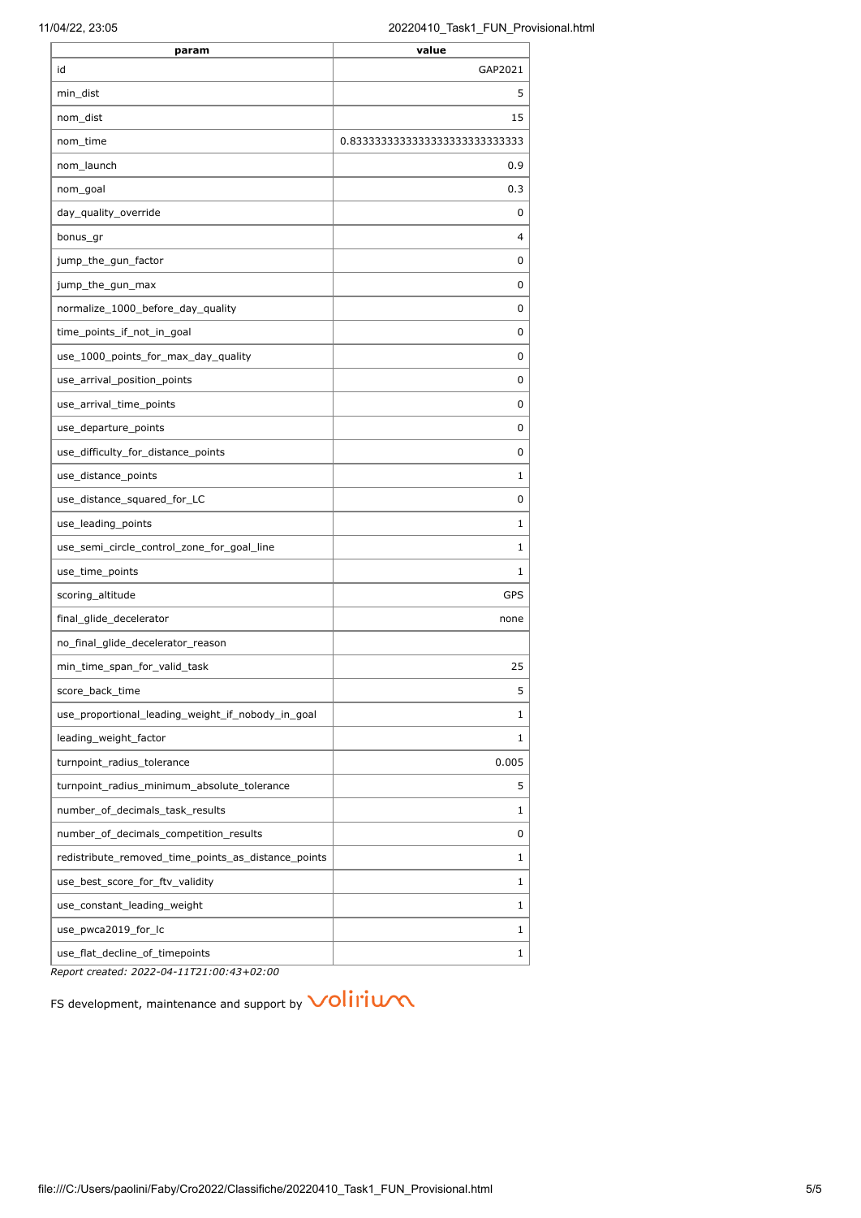| param | value |
| --- | --- |
| id | GAP2021 |
| min_dist | 5 |
| nom_dist | 15 |
| nom_time | 0.83333333333333333333333333 |
| nom_launch | 0.9 |
| nom_goal | 0.3 |
| day_quality_override | 0 |
| bonus_gr | 4 |
| jump_the_gun_factor | 0 |
| jump_the_gun_max | 0 |
| normalize_1000_before_day_quality | 0 |
| time_points_if_not_in_goal | 0 |
| use_1000_points_for_max_day_quality | 0 |
| use_arrival_position_points | 0 |
| use_arrival_time_points | 0 |
| use_departure_points | 0 |
| use_difficulty_for_distance_points | 0 |
| use_distance_points | 1 |
| use_distance_squared_for_LC | 0 |
| use_leading_points | 1 |
| use_semi_circle_control_zone_for_goal_line | 1 |
| use_time_points | 1 |
| scoring_altitude | GPS |
| final_glide_decelerator | none |
| no_final_glide_decelerator_reason | |
| min_time_span_for_valid_task | 25 |
| score_back_time | 5 |
| use_proportional_leading_weight_if_nobody_in_goal | 1 |
| leading_weight_factor | 1 |
| turnpoint_radius_tolerance | 0.005 |
| turnpoint_radius_minimum_absolute_tolerance | 5 |
| number_of_decimals_task_results | 1 |
| number_of_decimals_competition_results | 0 |
| redistribute_removed_time_points_as_distance_points | 1 |
| use_best_score_for_ftv_validity | 1 |
| use_constant_leading_weight | 1 |
| use_pwca2019_for_lc | 1 |
| use_flat_decline_of_timepoints | 1 |

*Report created: 2022-04-11T21:00:43+02:00*

FS development, maintenance and support by volirium